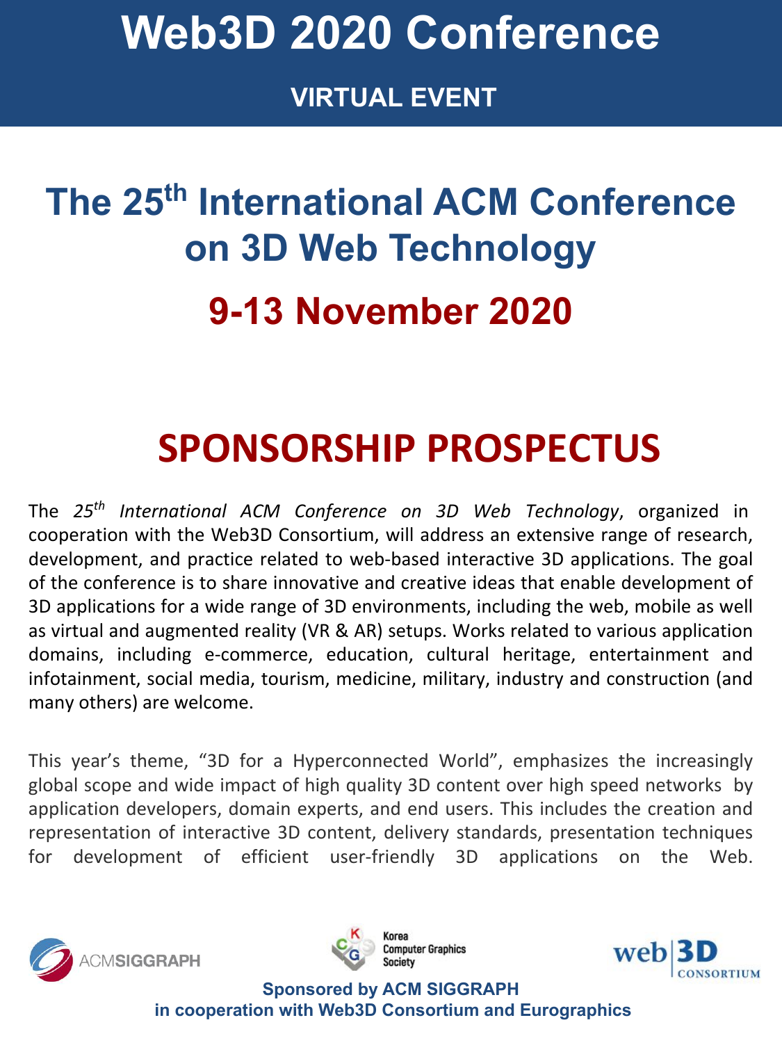# Web3D 2020 Conference

## VIRTUAL EVENT

# The 25th International ACM Conference on 3D Web Technology

## 9-13 November 2020

# SPONSORSHIP PROSPECTUS

The *25th International ACM Conference on 3D Web Technology*, organized in cooperation with the Web3D Consortium, will address an extensive range of research, development, and practice related to web-based interactive 3D applications. The goal of the conference is to share innovative and creative ideas that enable development of 3D applications for a wide range of 3D environments, including the web, mobile as well as virtual and augmented reality (VR & AR) setups. Works related to various application domains, including e-commerce, education, cultural heritage, entertainment and infotainment, social media, tourism, medicine, military, industry and construction (and many others) are welcome.

This year's theme, "3D for a Hyperconnected World", emphasizes the increasingly global scope and wide impact of high quality 3D content over high speed networks by application developers, domain experts, and end users. This includes the creation and representation of interactive 3D content, delivery standards, presentation techniques for development of efficient user-friendly 3D applications on the Web.

ACMSIGGRAPH

Korea Computer Graphics Society

web3D CONSORTIUM

**Sponsored by ACM SIGGRAPH**
**in cooperation with Web3D Consortium and Eurographics**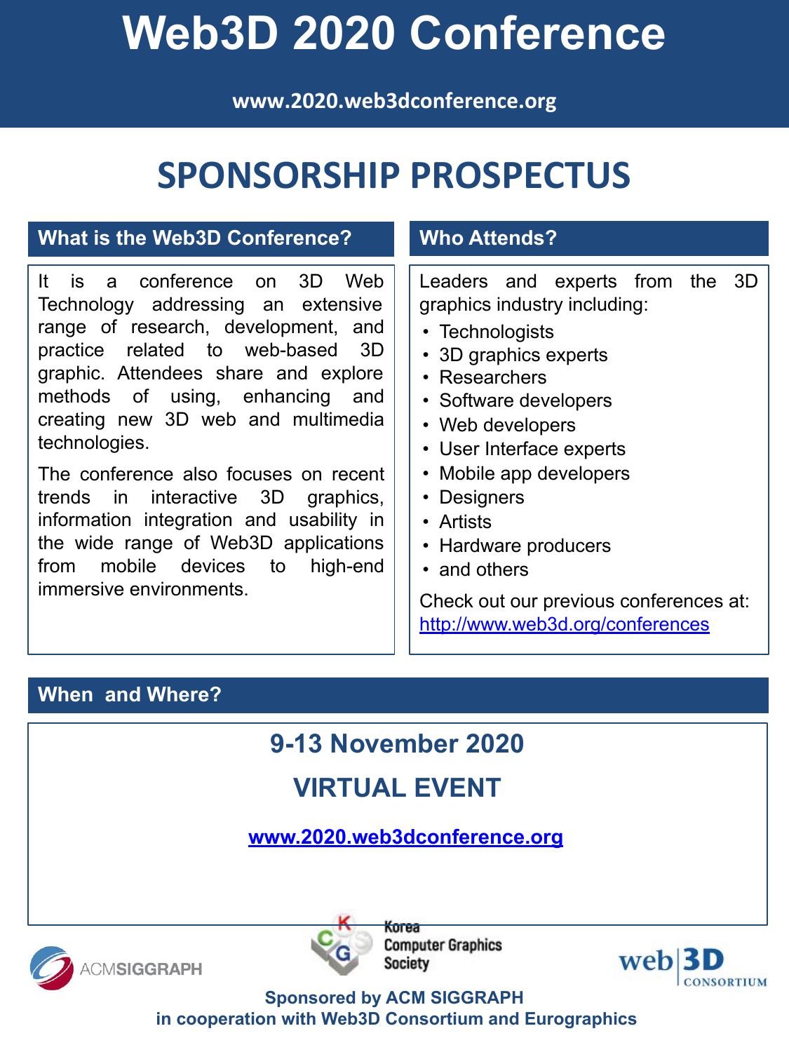# Web3D 2020 Conference

www.2020.web3dconference.org

## SPONSORSHIP PROSPECTUS

### What is the Web3D Conference?

It is a conference on 3D Web Technology addressing an extensive range of research, development, and practice related to web-based 3D graphic. Attendees share and explore methods of using, enhancing and creating new 3D web and multimedia technologies.

The conference also focuses on recent trends in interactive 3D graphics, information integration and usability in the wide range of Web3D applications from mobile devices to high-end immersive environments.

### Who Attends?

Leaders and experts from the 3D graphics industry including:

- Technologists
- 3D graphics experts
- Researchers
- Software developers
- Web developers
- User Interface experts
- Mobile app developers
- Designers
- Artists
- Hardware producers
- and others

Check out our previous conferences at: http://www.web3d.org/conferences

### When and Where?

**9-13 November 2020**

**VIRTUAL EVENT**

www.2020.web3dconference.org

ACMSIGGRAPH

Korea Computer Graphics Society

web3D CONSORTIUM

**Sponsored by ACM SIGGRAPH**
**in cooperation with Web3D Consortium and Eurographics**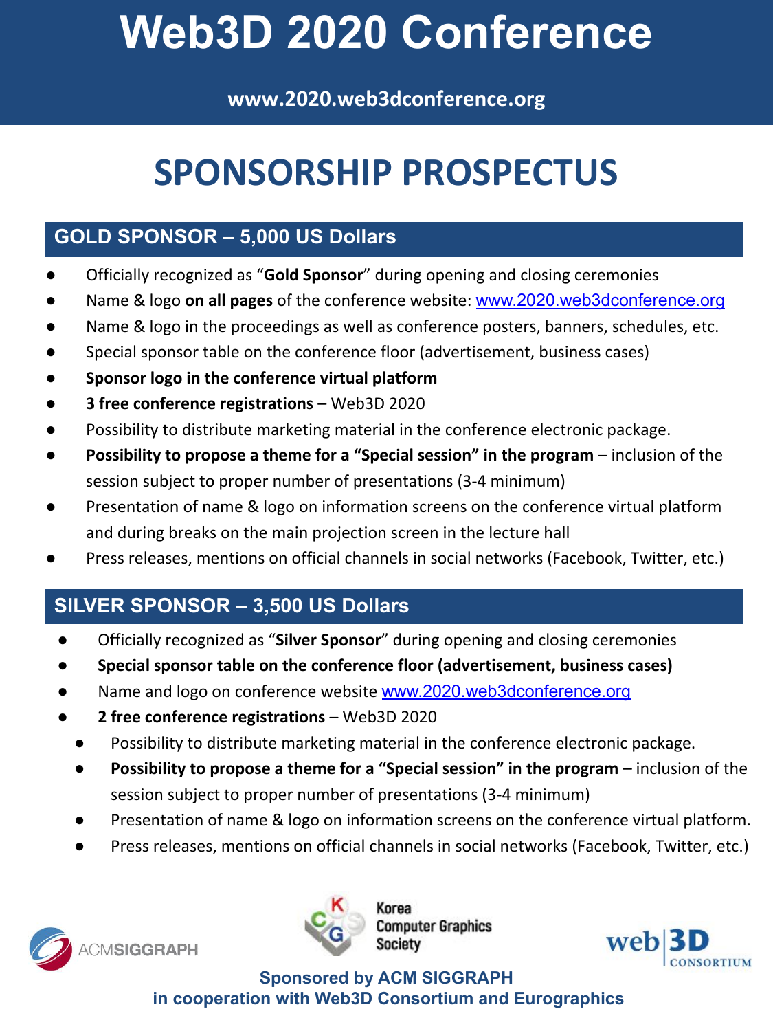# Web3D 2020 Conference

**www.2020.web3dconference.org**

# SPONSORSHIP PROSPECTUS

## GOLD SPONSOR – 5,000 US Dollars

- Officially recognized as "**Gold Sponsor**" during opening and closing ceremonies
- Name & logo **on all pages** of the conference website: www.2020.web3dconference.org
- Name & logo in the proceedings as well as conference posters, banners, schedules, etc.
- Special sponsor table on the conference floor (advertisement, business cases)
- **Sponsor logo in the conference virtual platform**
- **3 free conference registrations** – Web3D 2020
- Possibility to distribute marketing material in the conference electronic package.
- **Possibility to propose a theme for a "Special session" in the program** – inclusion of the session subject to proper number of presentations (3-4 minimum)
- Presentation of name & logo on information screens on the conference virtual platform and during breaks on the main projection screen in the lecture hall
- Press releases, mentions on official channels in social networks (Facebook, Twitter, etc.)

## SILVER SPONSOR – 3,500 US Dollars

- Officially recognized as "**Silver Sponsor**" during opening and closing ceremonies
- **Special sponsor table on the conference floor (advertisement, business cases)**
- Name and logo on conference website www.2020.web3dconference.org
- **2 free conference registrations** – Web3D 2020
- Possibility to distribute marketing material in the conference electronic package.
- **Possibility to propose a theme for a "Special session" in the program** – inclusion of the session subject to proper number of presentations (3-4 minimum)
- Presentation of name & logo on information screens on the conference virtual platform.
- Press releases, mentions on official channels in social networks (Facebook, Twitter, etc.)

ACMSIGGRAPH

Korea Computer Graphics Society

web3D CONSORTIUM

**Sponsored by ACM SIGGRAPH**
**in cooperation with Web3D Consortium and Eurographics**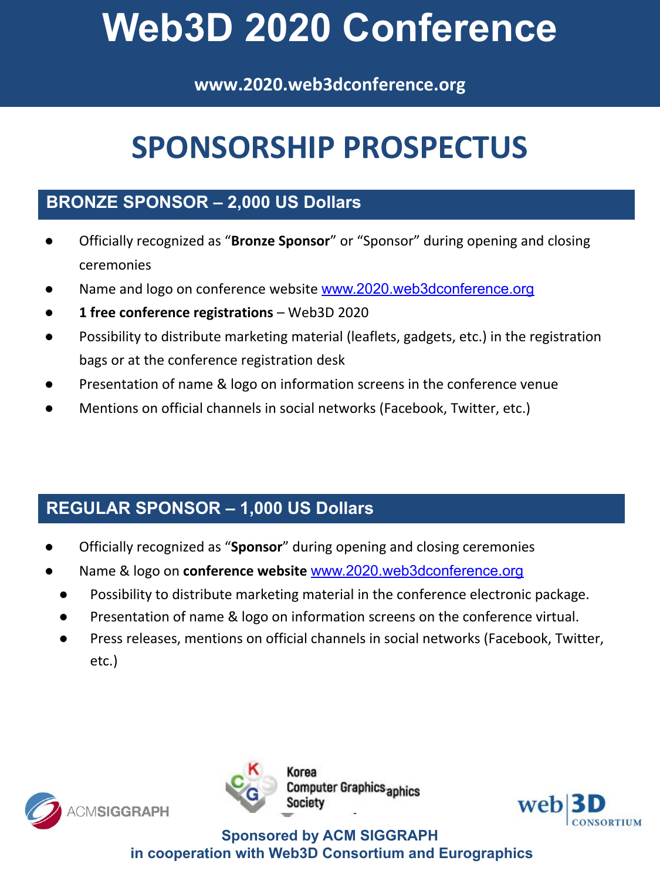# Web3D 2020 Conference

**www.2020.web3dconference.org**

## SPONSORSHIP PROSPECTUS

### BRONZE SPONSOR – 2,000 US Dollars

- Officially recognized as "**Bronze Sponsor**" or "Sponsor" during opening and closing ceremonies
- Name and logo on conference website www.2020.web3dconference.org
- **1 free conference registrations** – Web3D 2020
- Possibility to distribute marketing material (leaflets, gadgets, etc.) in the registration bags or at the conference registration desk
- Presentation of name & logo on information screens in the conference venue
- Mentions on official channels in social networks (Facebook, Twitter, etc.)

### REGULAR SPONSOR – 1,000 US Dollars

- Officially recognized as "**Sponsor**" during opening and closing ceremonies
- Name & logo on **conference website** www.2020.web3dconference.org
- Possibility to distribute marketing material in the conference electronic package.
- Presentation of name & logo on information screens on the conference virtual.
- Press releases, mentions on official channels in social networks (Facebook, Twitter, etc.)

ACMSIGGRAPH

Korea Computer Graphics Society

web3D CONSORTIUM

**Sponsored by ACM SIGGRAPH**
**in cooperation with Web3D Consortium and Eurographics**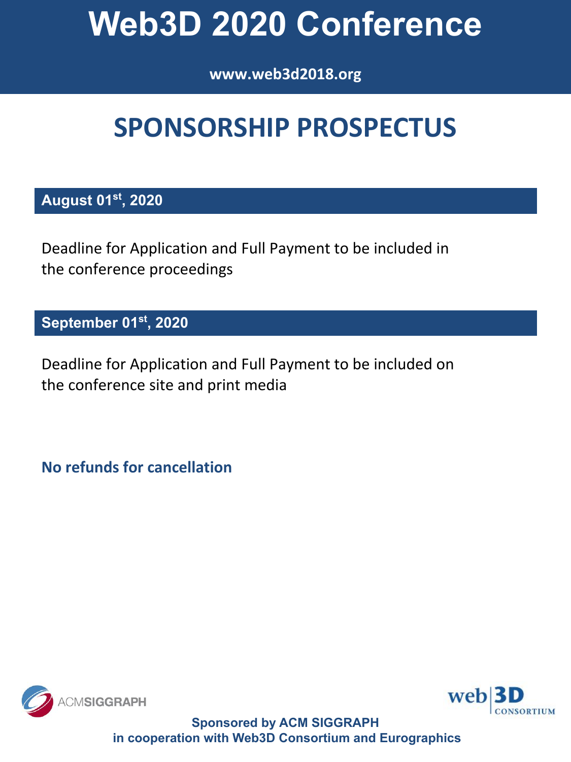# Web3D 2020 Conference

**www.web3d2018.org**

## SPONSORSHIP PROSPECTUS

### August 01st, 2020

Deadline for Application and Full Payment to be included in the conference proceedings

### September 01st, 2020

Deadline for Application and Full Payment to be included on the conference site and print media

**No refunds for cancellation**

ACMSIGGRAPH

web3D CONSORTIUM

**Sponsored by ACM SIGGRAPH in cooperation with Web3D Consortium and Eurographics**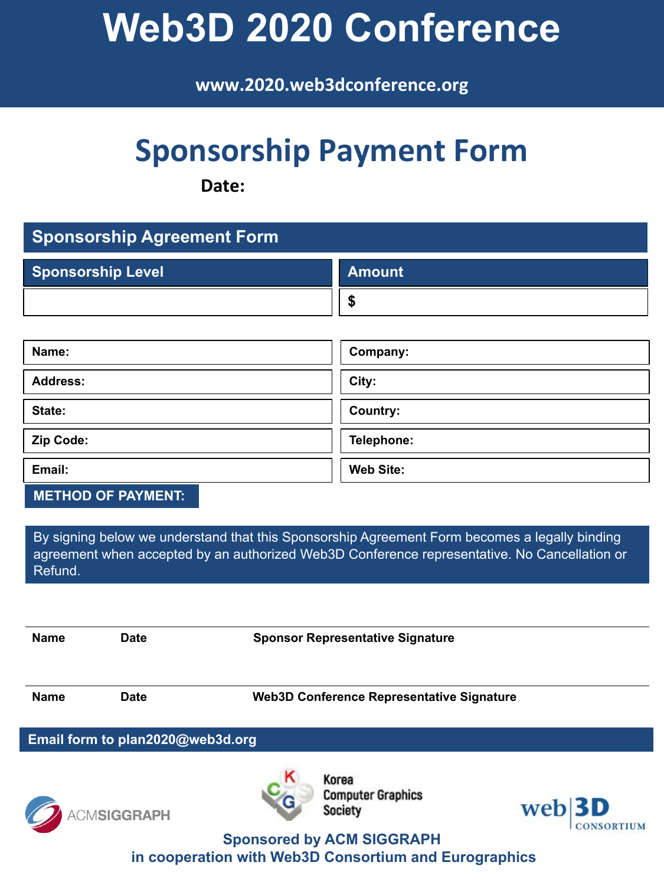# Web3D 2020 Conference

**www.2020.web3dconference.org**

## Sponsorship Payment Form

**Date:**

### Sponsorship Agreement Form

| Sponsorship Level | Amount |
| --- | --- |
| | $ |

| | |
| --- | --- |
| **Name:** | **Company:** |
| **Address:** | **City:** |
| **State:** | **Country:** |
| **Zip Code:** | **Telephone:** |
| **Email:** | **Web Site:** |

**METHOD OF PAYMENT:**

By signing below we understand that this Sponsorship Agreement Form becomes a legally binding agreement when accepted by an authorized Web3D Conference representative. No Cancellation or Refund.

**Name** **Date** **Sponsor Representative Signature**

**Name** **Date** **Web3D Conference Representative Signature**

**Email form to plan2020@web3d.org**

ACMSIGGRAPH

Korea Computer Graphics Society

web3D CONSORTIUM

**Sponsored by ACM SIGGRAPH**
**in cooperation with Web3D Consortium and Eurographics**